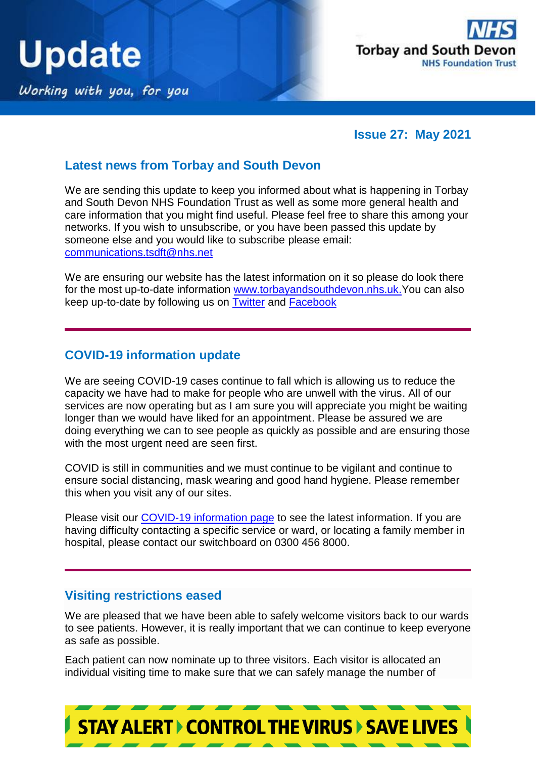# Update

*Working with you, for you*

Torbay and South Devon NHS Foundation Trust

**Issue 27: May 2021**

## Latest news from Torbay and South Devon

We are sending this update to keep you informed about what is happening in Torbay and South Devon NHS Foundation Trust as well as some more general health and care information that you might find useful. Please feel free to share this among your networks. If you wish to unsubscribe, or you have been passed this update by someone else and you would like to subscribe please email: communications.tsdft@nhs.net

We are ensuring our website has the latest information on it so please do look there for the most up-to-date information www.torbayandsouthdevon.nhs.uk. You can also keep up-to-date by following us on Twitter and Facebook

## COVID-19 information update

We are seeing COVID-19 cases continue to fall which is allowing us to reduce the capacity we have had to make for people who are unwell with the virus. All of our services are now operating but as I am sure you will appreciate you might be waiting longer than we would have liked for an appointment. Please be assured we are doing everything we can to see people as quickly as possible and are ensuring those with the most urgent need are seen first.

COVID is still in communities and we must continue to be vigilant and continue to ensure social distancing, mask wearing and good hand hygiene. Please remember this when you visit any of our sites.

Please visit our COVID-19 information page to see the latest information. If you are having difficulty contacting a specific service or ward, or locating a family member in hospital, please contact our switchboard on 0300 456 8000.

## Visiting restrictions eased

We are pleased that we have been able to safely welcome visitors back to our wards to see patients. However, it is really important that we can continue to keep everyone as safe as possible.

Each patient can now nominate up to three visitors. Each visitor is allocated an individual visiting time to make sure that we can safely manage the number of

**STAY ALERT ▸ CONTROL THE VIRUS ▸ SAVE LIVES**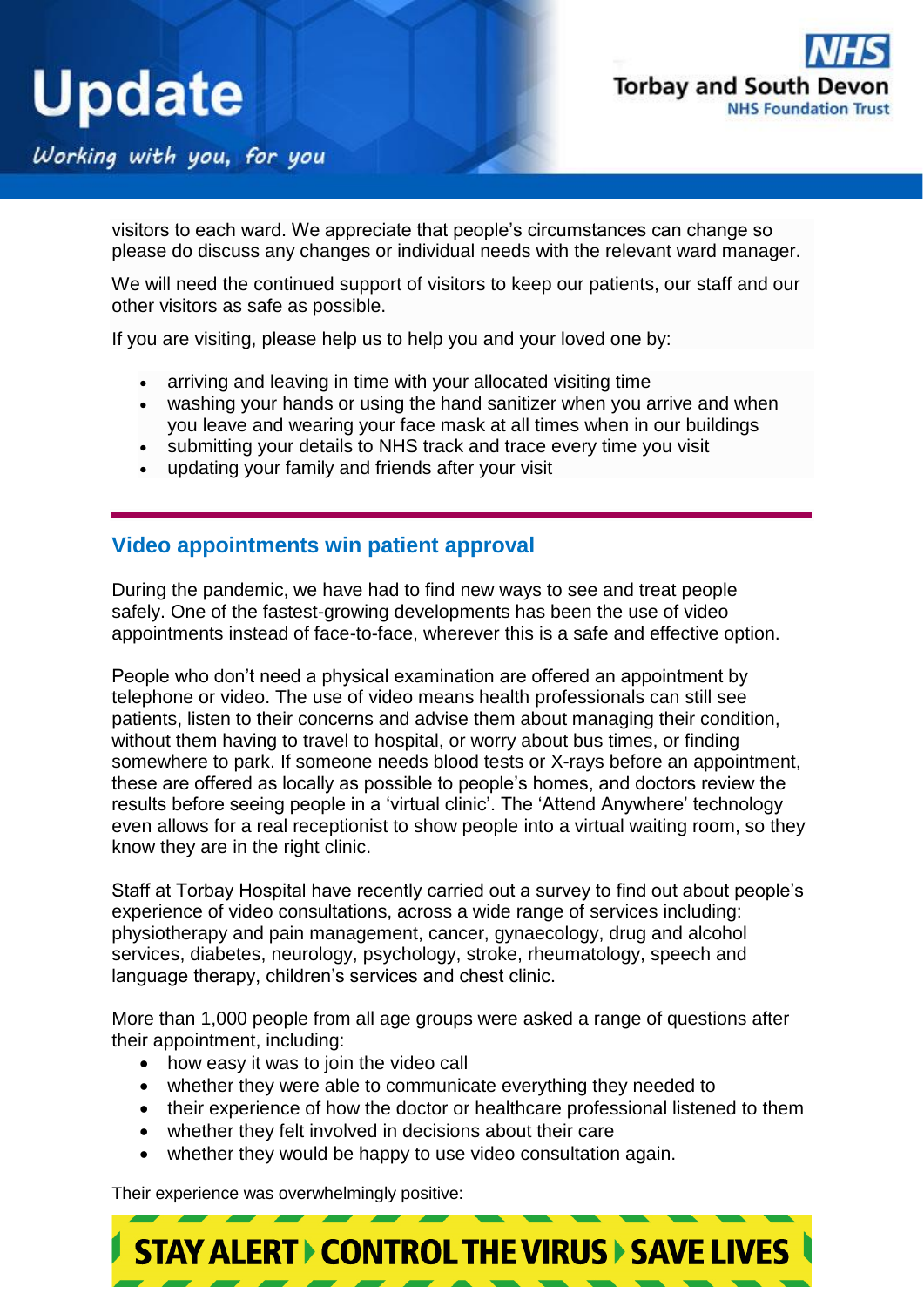visitors to each ward. We appreciate that people's circumstances can change so please do discuss any changes or individual needs with the relevant ward manager.

We will need the continued support of visitors to keep our patients, our staff and our other visitors as safe as possible.

If you are visiting, please help us to help you and your loved one by:

- arriving and leaving in time with your allocated visiting time
- washing your hands or using the hand sanitizer when you arrive and when you leave and wearing your face mask at all times when in our buildings
- submitting your details to NHS track and trace every time you visit
- updating your family and friends after your visit

## Video appointments win patient approval

During the pandemic, we have had to find new ways to see and treat people safely. One of the fastest-growing developments has been the use of video appointments instead of face-to-face, wherever this is a safe and effective option.

People who don't need a physical examination are offered an appointment by telephone or video. The use of video means health professionals can still see patients, listen to their concerns and advise them about managing their condition, without them having to travel to hospital, or worry about bus times, or finding somewhere to park. If someone needs blood tests or X-rays before an appointment, these are offered as locally as possible to people's homes, and doctors review the results before seeing people in a 'virtual clinic'. The 'Attend Anywhere' technology even allows for a real receptionist to show people into a virtual waiting room, so they know they are in the right clinic.

Staff at Torbay Hospital have recently carried out a survey to find out about people's experience of video consultations, across a wide range of services including: physiotherapy and pain management, cancer, gynaecology, drug and alcohol services, diabetes, neurology, psychology, stroke, rheumatology, speech and language therapy, children's services and chest clinic.

More than 1,000 people from all age groups were asked a range of questions after their appointment, including:

- how easy it was to join the video call
- whether they were able to communicate everything they needed to
- their experience of how the doctor or healthcare professional listened to them
- whether they felt involved in decisions about their care
- whether they would be happy to use video consultation again.

Their experience was overwhelmingly positive: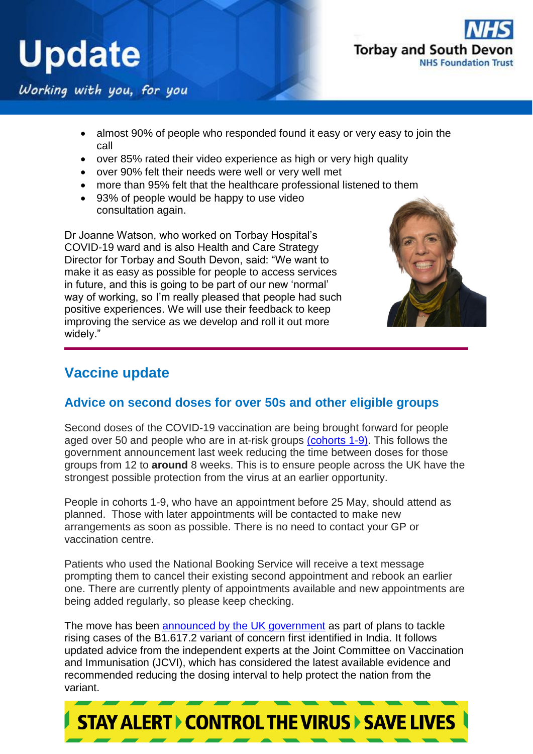- almost 90% of people who responded found it easy or very easy to join the call
- over 85% rated their video experience as high or very high quality
- over 90% felt their needs were well or very well met
- more than 95% felt that the healthcare professional listened to them
- 93% of people would be happy to use video consultation again.

Dr Joanne Watson, who worked on Torbay Hospital's COVID-19 ward and is also Health and Care Strategy Director for Torbay and South Devon, said: "We want to make it as easy as possible for people to access services in future, and this is going to be part of our new 'normal' way of working, so I'm really pleased that people had such positive experiences. We will use their feedback to keep improving the service as we develop and roll it out more widely."

## Vaccine update

### Advice on second doses for over 50s and other eligible groups

Second doses of the COVID-19 vaccination are being brought forward for people aged over 50 and people who are in at-risk groups (cohorts 1-9). This follows the government announcement last week reducing the time between doses for those groups from 12 to **around** 8 weeks. This is to ensure people across the UK have the strongest possible protection from the virus at an earlier opportunity.

People in cohorts 1-9, who have an appointment before 25 May, should attend as planned. Those with later appointments will be contacted to make new arrangements as soon as possible. There is no need to contact your GP or vaccination centre.

Patients who used the National Booking Service will receive a text message prompting them to cancel their existing second appointment and rebook an earlier one. There are currently plenty of appointments available and new appointments are being added regularly, so please keep checking.

The move has been announced by the UK government as part of plans to tackle rising cases of the B1.617.2 variant of concern first identified in India. It follows updated advice from the independent experts at the Joint Committee on Vaccination and Immunisation (JCVI), which has considered the latest available evidence and recommended reducing the dosing interval to help protect the nation from the variant.

STAY ALERT ▸ CONTROL THE VIRUS ▸ SAVE LIVES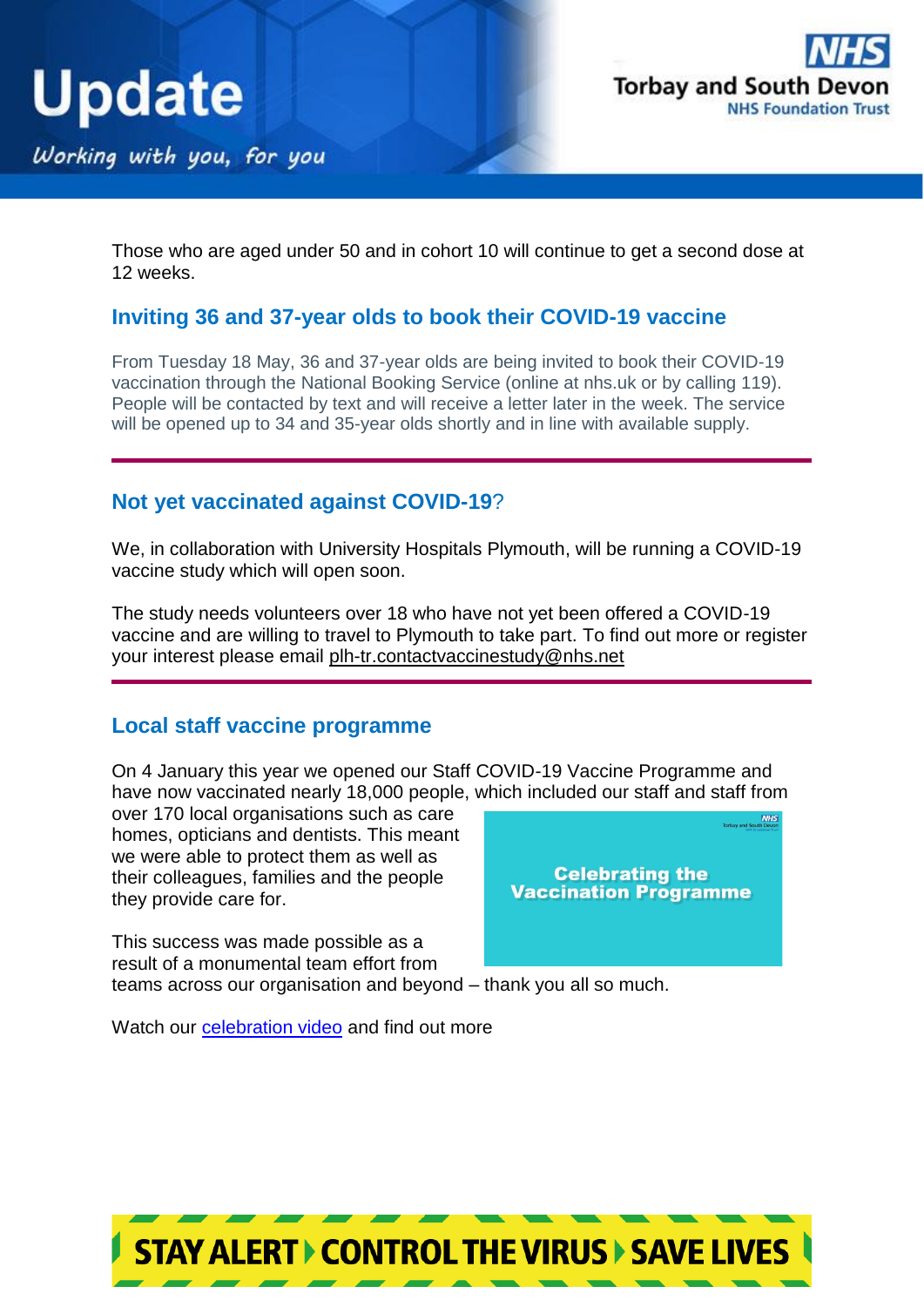Those who are aged under 50 and in cohort 10 will continue to get a second dose at 12 weeks.

## Inviting 36 and 37-year olds to book their COVID-19 vaccine

From Tuesday 18 May, 36 and 37-year olds are being invited to book their COVID-19 vaccination through the National Booking Service (online at nhs.uk or by calling 119). People will be contacted by text and will receive a letter later in the week. The service will be opened up to 34 and 35-year olds shortly and in line with available supply.

## Not yet vaccinated against COVID-19?

We, in collaboration with University Hospitals Plymouth, will be running a COVID-19 vaccine study which will open soon.

The study needs volunteers over 18 who have not yet been offered a COVID-19 vaccine and are willing to travel to Plymouth to take part. To find out more or register your interest please email plh-tr.contactvaccinestudy@nhs.net

## Local staff vaccine programme

On 4 January this year we opened our Staff COVID-19 Vaccine Programme and have now vaccinated nearly 18,000 people, which included our staff and staff from over 170 local organisations such as care homes, opticians and dentists. This meant we were able to protect them as well as their colleagues, families and the people they provide care for.

This success was made possible as a result of a monumental team effort from teams across our organisation and beyond – thank you all so much.

Watch our celebration video and find out more

STAY ALERT ▸ CONTROL THE VIRUS ▸ SAVE LIVES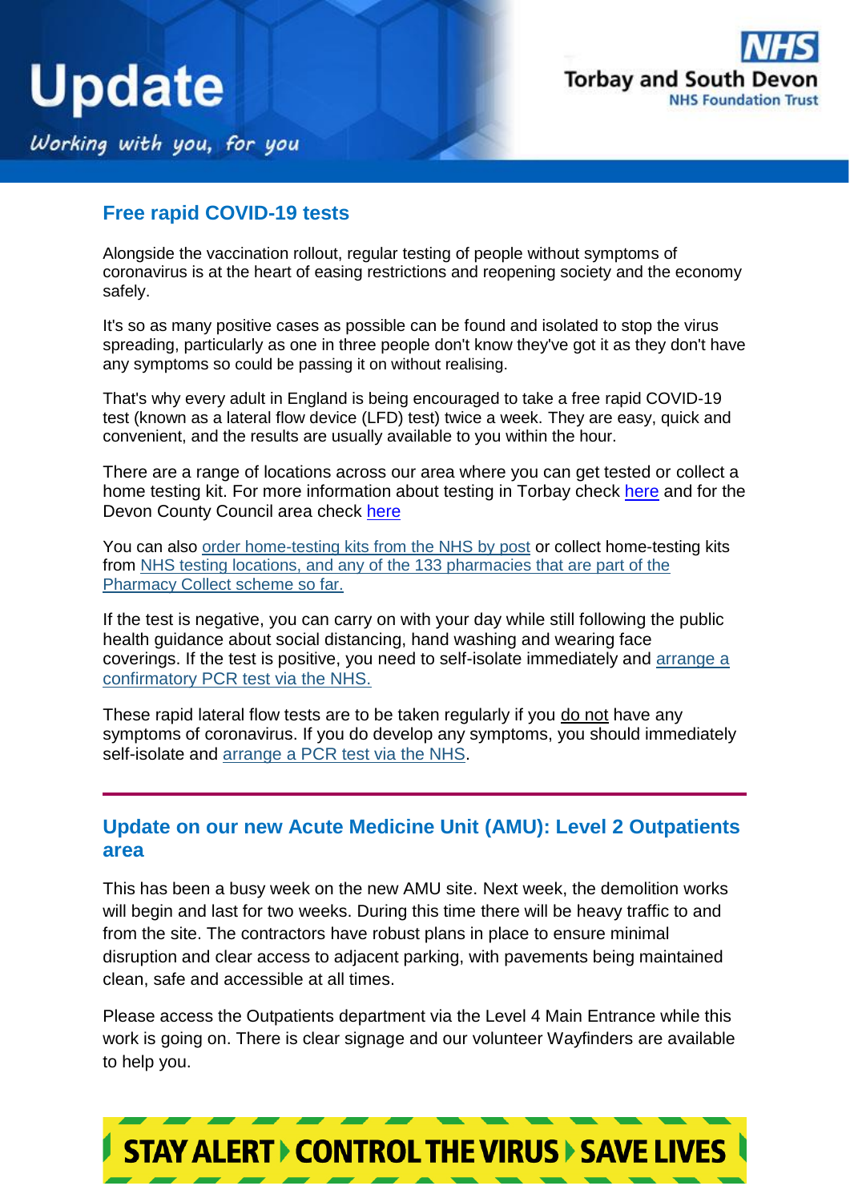## Free rapid COVID-19 tests

Alongside the vaccination rollout, regular testing of people without symptoms of coronavirus is at the heart of easing restrictions and reopening society and the economy safely.

It's so as many positive cases as possible can be found and isolated to stop the virus spreading, particularly as one in three people don't know they've got it as they don't have any symptoms so could be passing it on without realising.

That's why every adult in England is being encouraged to take a free rapid COVID-19 test (known as a lateral flow device (LFD) test) twice a week. They are easy, quick and convenient, and the results are usually available to you within the hour.

There are a range of locations across our area where you can get tested or collect a home testing kit. For more information about testing in Torbay check here and for the Devon County Council area check here

You can also order home-testing kits from the NHS by post or collect home-testing kits from NHS testing locations, and any of the 133 pharmacies that are part of the Pharmacy Collect scheme so far.

If the test is negative, you can carry on with your day while still following the public health guidance about social distancing, hand washing and wearing face coverings. If the test is positive, you need to self-isolate immediately and arrange a confirmatory PCR test via the NHS.

These rapid lateral flow tests are to be taken regularly if you do not have any symptoms of coronavirus. If you do develop any symptoms, you should immediately self-isolate and arrange a PCR test via the NHS.

---

## Update on our new Acute Medicine Unit (AMU): Level 2 Outpatients area

This has been a busy week on the new AMU site. Next week, the demolition works will begin and last for two weeks. During this time there will be heavy traffic to and from the site. The contractors have robust plans in place to ensure minimal disruption and clear access to adjacent parking, with pavements being maintained clean, safe and accessible at all times.

Please access the Outpatients department via the Level 4 Main Entrance while this work is going on. There is clear signage and our volunteer Wayfinders are available to help you.

STAY ALERT ▸ CONTROL THE VIRUS ▸ SAVE LIVES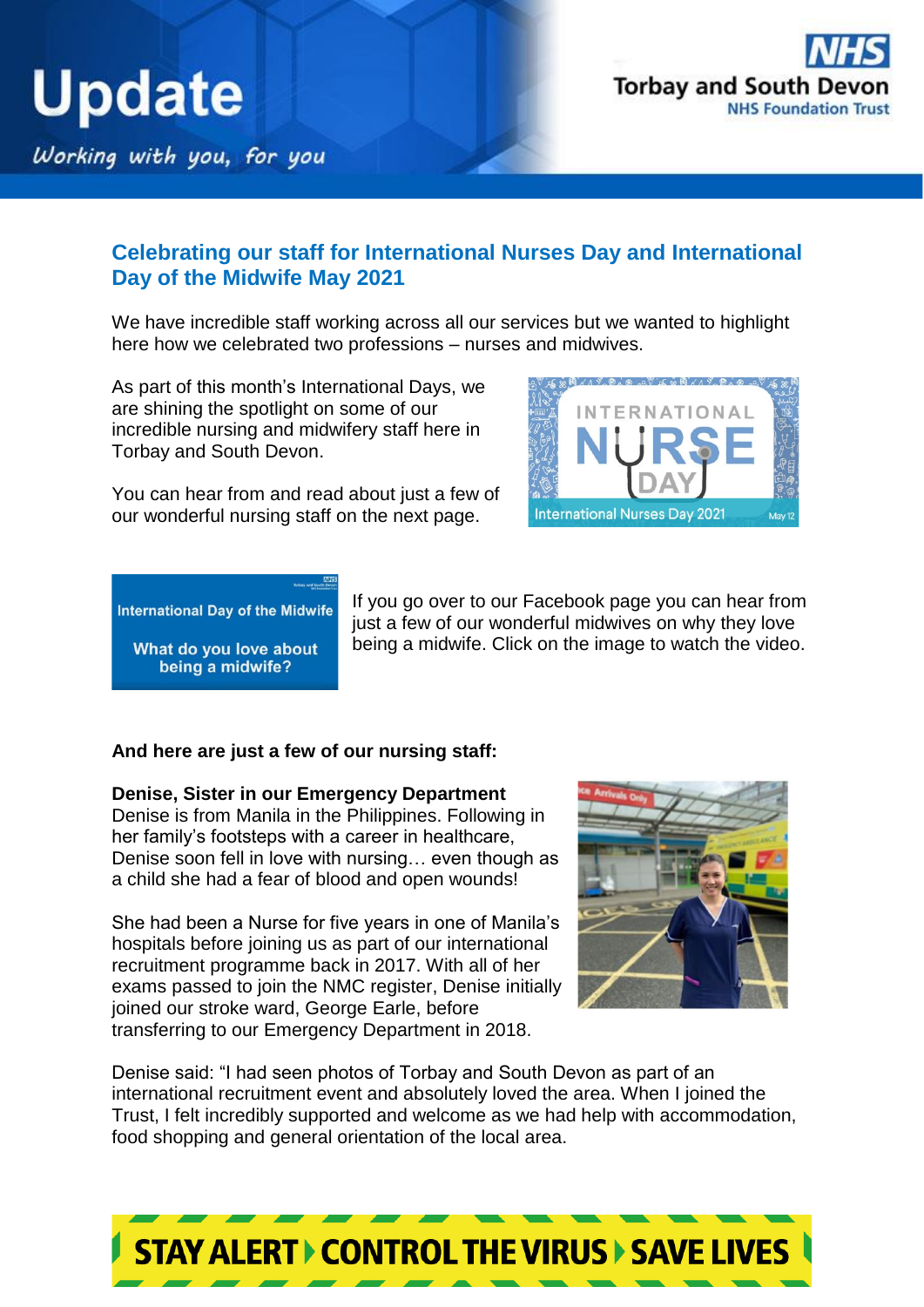## Celebrating our staff for International Nurses Day and International Day of the Midwife May 2021

We have incredible staff working across all our services but we wanted to highlight here how we celebrated two professions – nurses and midwives.

As part of this month's International Days, we are shining the spotlight on some of our incredible nursing and midwifery staff here in Torbay and South Devon.

You can hear from and read about just a few of our wonderful nursing staff on the next page.

If you go over to our Facebook page you can hear from just a few of our wonderful midwives on why they love being a midwife. Click on the image to watch the video.

**And here are just a few of our nursing staff:**

**Denise, Sister in our Emergency Department**
Denise is from Manila in the Philippines. Following in her family's footsteps with a career in healthcare, Denise soon fell in love with nursing… even though as a child she had a fear of blood and open wounds!

She had been a Nurse for five years in one of Manila's hospitals before joining us as part of our international recruitment programme back in 2017. With all of her exams passed to join the NMC register, Denise initially joined our stroke ward, George Earle, before transferring to our Emergency Department in 2018.

Denise said: "I had seen photos of Torbay and South Devon as part of an international recruitment event and absolutely loved the area. When I joined the Trust, I felt incredibly supported and welcome as we had help with accommodation, food shopping and general orientation of the local area.

**STAY ALERT ▸ CONTROL THE VIRUS ▸ SAVE LIVES**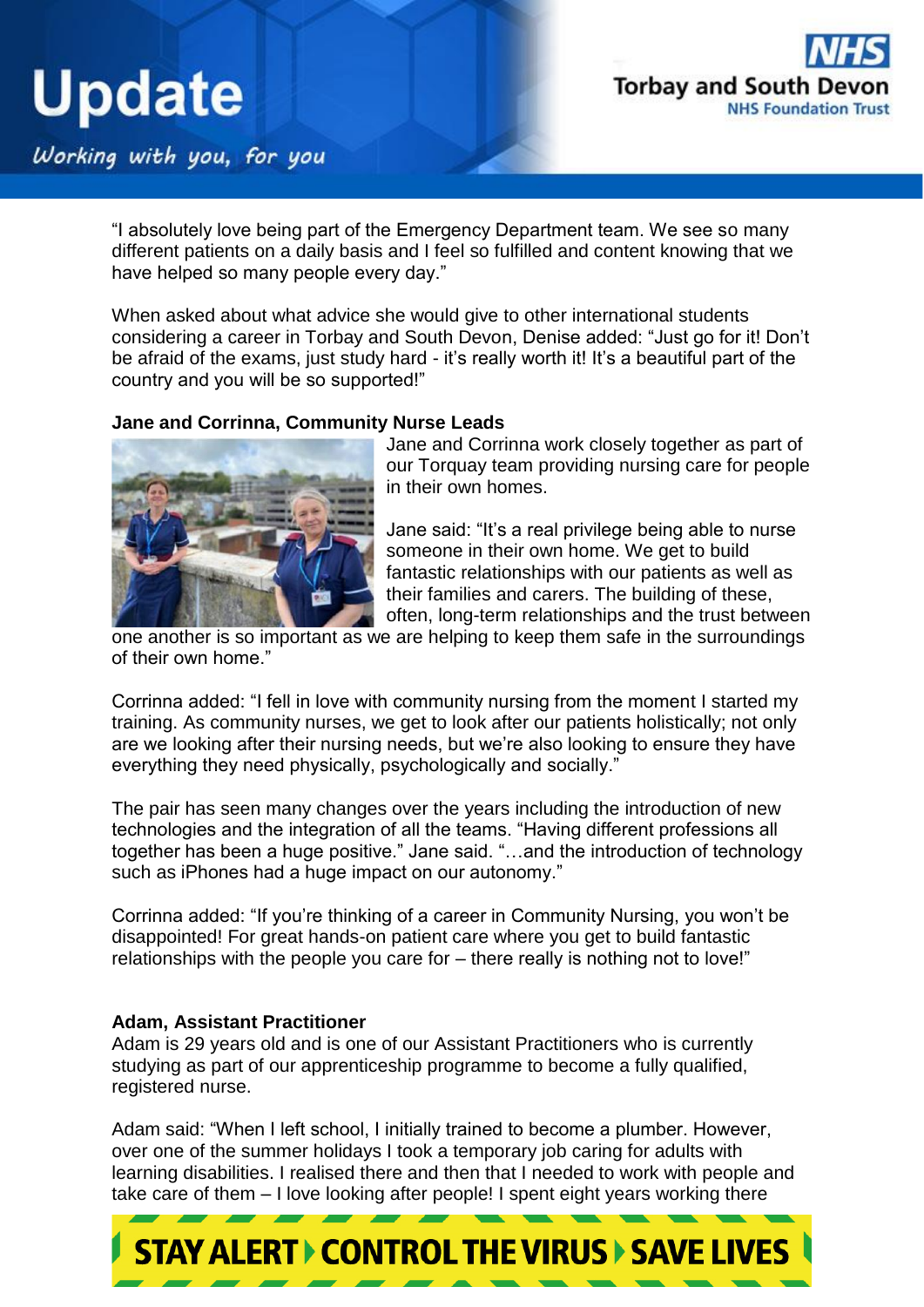"I absolutely love being part of the Emergency Department team. We see so many different patients on a daily basis and I feel so fulfilled and content knowing that we have helped so many people every day."

When asked about what advice she would give to other international students considering a career in Torbay and South Devon, Denise added: "Just go for it! Don't be afraid of the exams, just study hard - it's really worth it! It's a beautiful part of the country and you will be so supported!"

**Jane and Corrinna, Community Nurse Leads**

Jane and Corrinna work closely together as part of our Torquay team providing nursing care for people in their own homes.

Jane said: "It's a real privilege being able to nurse someone in their own home. We get to build fantastic relationships with our patients as well as their families and carers. The building of these, often, long-term relationships and the trust between one another is so important as we are helping to keep them safe in the surroundings of their own home."

Corrinna added: "I fell in love with community nursing from the moment I started my training. As community nurses, we get to look after our patients holistically; not only are we looking after their nursing needs, but we're also looking to ensure they have everything they need physically, psychologically and socially."

The pair has seen many changes over the years including the introduction of new technologies and the integration of all the teams. "Having different professions all together has been a huge positive." Jane said. "…and the introduction of technology such as iPhones had a huge impact on our autonomy."

Corrinna added: "If you're thinking of a career in Community Nursing, you won't be disappointed! For great hands-on patient care where you get to build fantastic relationships with the people you care for – there really is nothing not to love!"

**Adam, Assistant Practitioner**

Adam is 29 years old and is one of our Assistant Practitioners who is currently studying as part of our apprenticeship programme to become a fully qualified, registered nurse.

Adam said: "When I left school, I initially trained to become a plumber. However, over one of the summer holidays I took a temporary job caring for adults with learning disabilities. I realised there and then that I needed to work with people and take care of them – I love looking after people! I spent eight years working there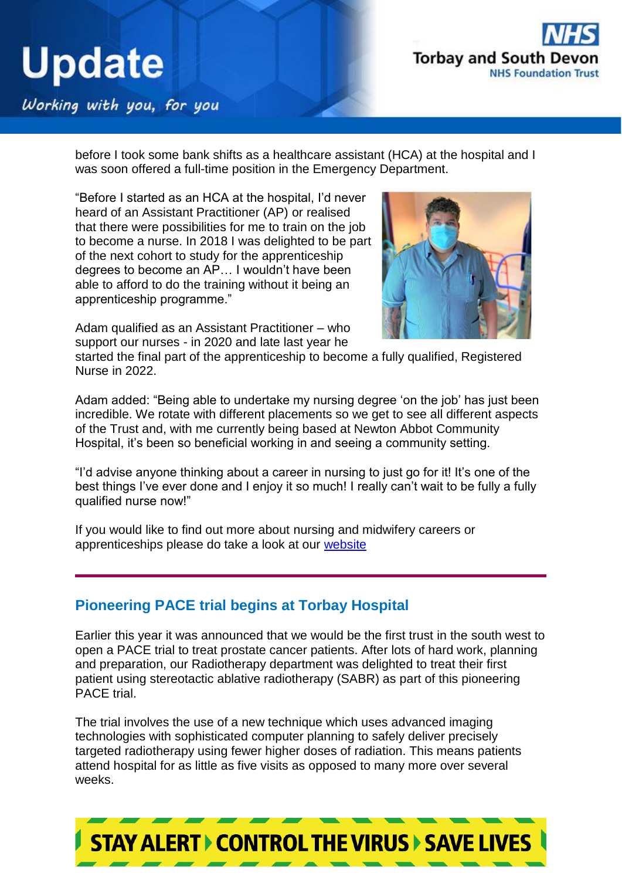before I took some bank shifts as a healthcare assistant (HCA) at the hospital and I was soon offered a full-time position in the Emergency Department.

"Before I started as an HCA at the hospital, I'd never heard of an Assistant Practitioner (AP) or realised that there were possibilities for me to train on the job to become a nurse. In 2018 I was delighted to be part of the next cohort to study for the apprenticeship degrees to become an AP… I wouldn't have been able to afford to do the training without it being an apprenticeship programme."

Adam qualified as an Assistant Practitioner – who support our nurses - in 2020 and late last year he started the final part of the apprenticeship to become a fully qualified, Registered Nurse in 2022.

Adam added: "Being able to undertake my nursing degree 'on the job' has just been incredible. We rotate with different placements so we get to see all different aspects of the Trust and, with me currently being based at Newton Abbot Community Hospital, it's been so beneficial working in and seeing a community setting.

"I'd advise anyone thinking about a career in nursing to just go for it! It's one of the best things I've ever done and I enjoy it so much! I really can't wait to be fully a fully qualified nurse now!"

If you would like to find out more about nursing and midwifery careers or apprenticeships please do take a look at our website

---

## Pioneering PACE trial begins at Torbay Hospital

Earlier this year it was announced that we would be the first trust in the south west to open a PACE trial to treat prostate cancer patients. After lots of hard work, planning and preparation, our Radiotherapy department was delighted to treat their first patient using stereotactic ablative radiotherapy (SABR) as part of this pioneering PACE trial.

The trial involves the use of a new technique which uses advanced imaging technologies with sophisticated computer planning to safely deliver precisely targeted radiotherapy using fewer higher doses of radiation. This means patients attend hospital for as little as five visits as opposed to many more over several weeks.

STAY ALERT ▸ CONTROL THE VIRUS ▸ SAVE LIVES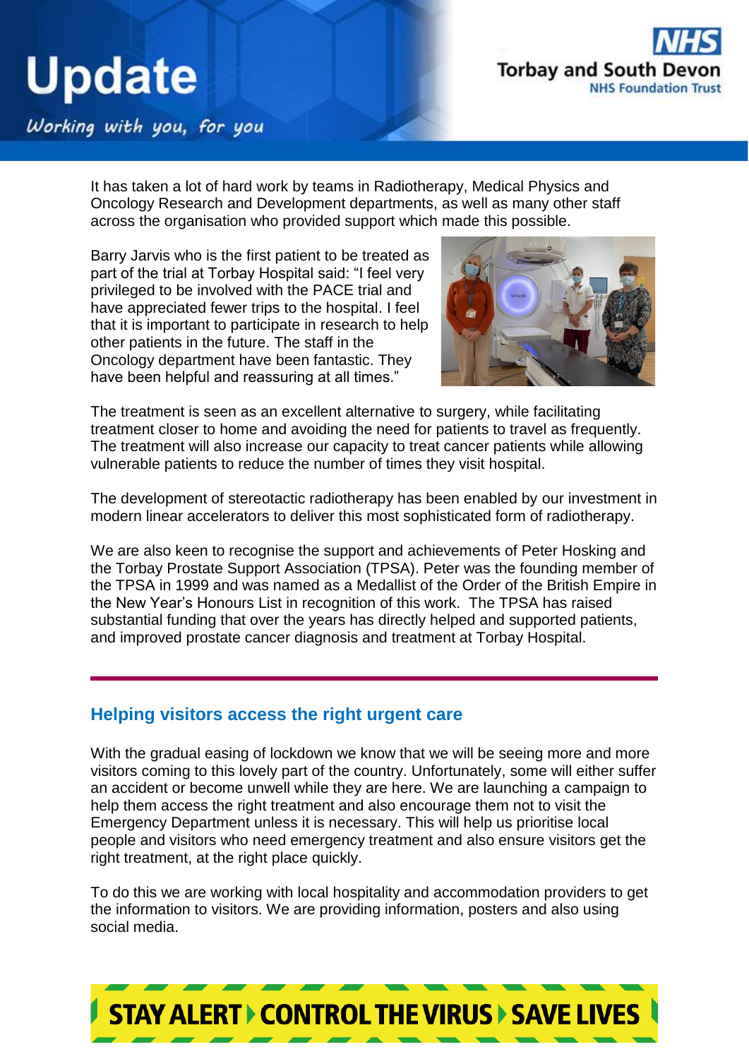It has taken a lot of hard work by teams in Radiotherapy, Medical Physics and Oncology Research and Development departments, as well as many other staff across the organisation who provided support which made this possible.

Barry Jarvis who is the first patient to be treated as part of the trial at Torbay Hospital said: "I feel very privileged to be involved with the PACE trial and have appreciated fewer trips to the hospital. I feel that it is important to participate in research to help other patients in the future. The staff in the Oncology department have been fantastic. They have been helpful and reassuring at all times."

The treatment is seen as an excellent alternative to surgery, while facilitating treatment closer to home and avoiding the need for patients to travel as frequently. The treatment will also increase our capacity to treat cancer patients while allowing vulnerable patients to reduce the number of times they visit hospital.

The development of stereotactic radiotherapy has been enabled by our investment in modern linear accelerators to deliver this most sophisticated form of radiotherapy.

We are also keen to recognise the support and achievements of Peter Hosking and the Torbay Prostate Support Association (TPSA). Peter was the founding member of the TPSA in 1999 and was named as a Medallist of the Order of the British Empire in the New Year's Honours List in recognition of this work. The TPSA has raised substantial funding that over the years has directly helped and supported patients, and improved prostate cancer diagnosis and treatment at Torbay Hospital.

---

## Helping visitors access the right urgent care

With the gradual easing of lockdown we know that we will be seeing more and more visitors coming to this lovely part of the country. Unfortunately, some will either suffer an accident or become unwell while they are here. We are launching a campaign to help them access the right treatment and also encourage them not to visit the Emergency Department unless it is necessary. This will help us prioritise local people and visitors who need emergency treatment and also ensure visitors get the right treatment, at the right place quickly.

To do this we are working with local hospitality and accommodation providers to get the information to visitors. We are providing information, posters and also using social media.

**STAY ALERT ▸ CONTROL THE VIRUS ▸ SAVE LIVES**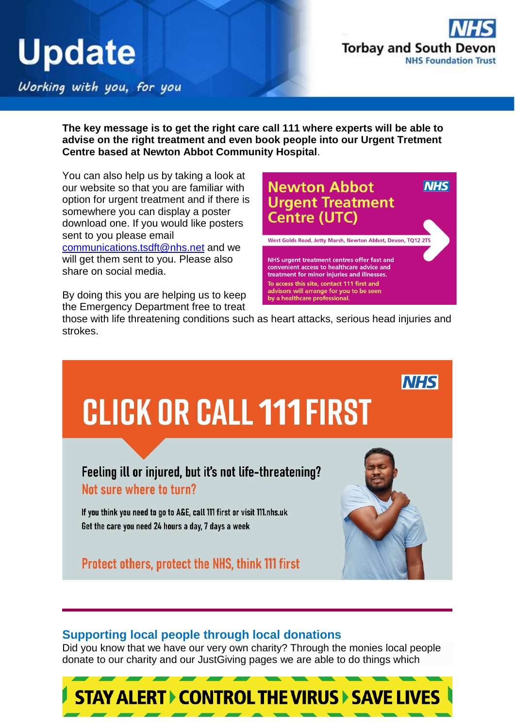**The key message is to get the right care call 111 where experts will be able to advise on the right treatment and even book people into our Urgent Tretment Centre based at Newton Abbot Community Hospital**.

You can also help us by taking a look at our website so that you are familiar with option for urgent treatment and if there is somewhere you can display a poster download one. If you would like posters sent to you please email communications.tsdft@nhs.net and we will get them sent to you. Please also share on social media.

**Newton Abbot Urgent Treatment Centre (UTC)**

West Golds Road, Jetty Marsh, Newton Abbot, Devon, TQ12 2TS

NHS urgent treatment centres offer fast and convenient access to healthcare advice and treatment for minor injuries and illnesses.

To access this site, contact 111 first and advisors will arrange for you to be seen by a healthcare professional.

By doing this you are helping us to keep the Emergency Department free to treat those with life threatening conditions such as heart attacks, serious head injuries and strokes.

**CLICK OR CALL 111 FIRST**

Feeling ill or injured, but it's not life-threatening?

Not sure where to turn?

If you think you need to go to A&E, call 111 first or visit 111.nhs.uk

Get the care you need 24 hours a day, 7 days a week

Protect others, protect the NHS, think 111 first

## Supporting local people through local donations

Did you know that we have our very own charity? Through the monies local people donate to our charity and our JustGiving pages we are able to do things which

**STAY ALERT ▸ CONTROL THE VIRUS ▸ SAVE LIVES**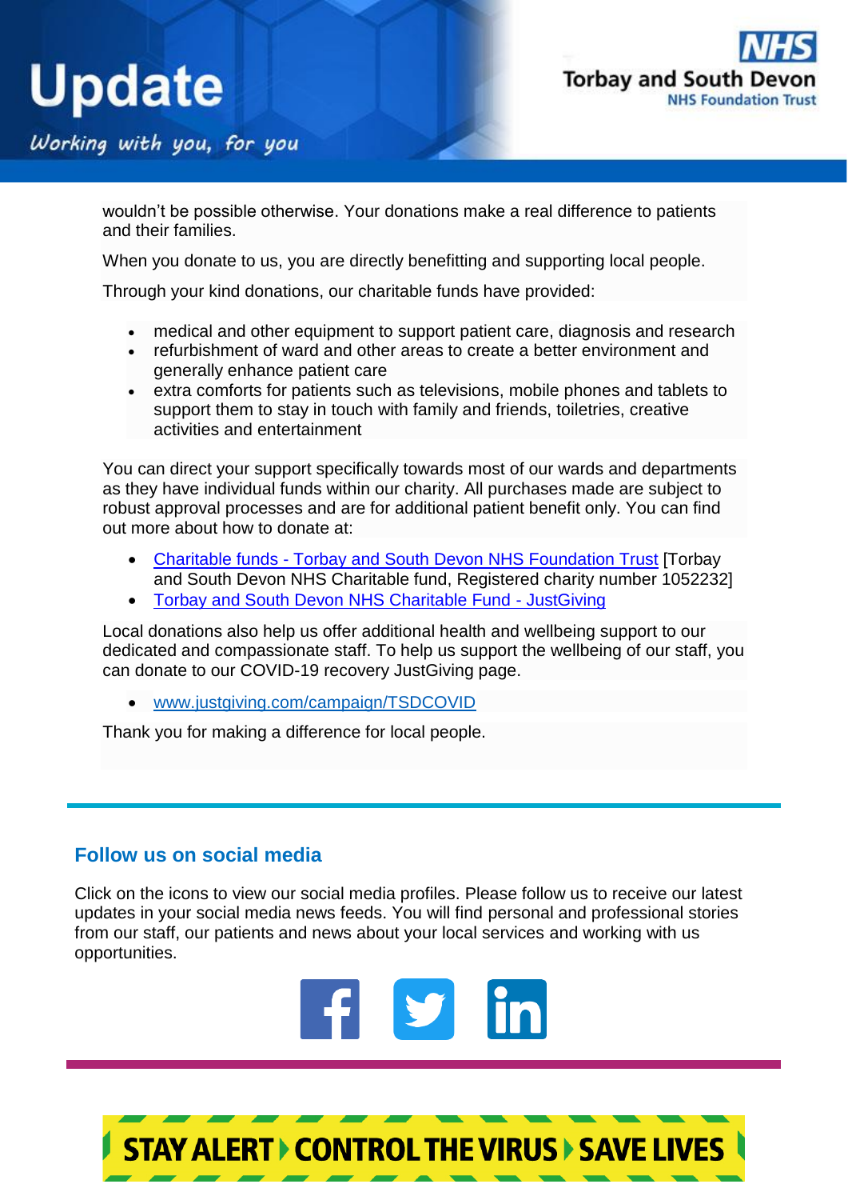wouldn't be possible otherwise. Your donations make a real difference to patients and their families.

When you donate to us, you are directly benefitting and supporting local people.

Through your kind donations, our charitable funds have provided:

- medical and other equipment to support patient care, diagnosis and research
- refurbishment of ward and other areas to create a better environment and generally enhance patient care
- extra comforts for patients such as televisions, mobile phones and tablets to support them to stay in touch with family and friends, toiletries, creative activities and entertainment

You can direct your support specifically towards most of our wards and departments as they have individual funds within our charity. All purchases made are subject to robust approval processes and are for additional patient benefit only. You can find out more about how to donate at:

- Charitable funds - Torbay and South Devon NHS Foundation Trust [Torbay and South Devon NHS Charitable fund, Registered charity number 1052232]
- Torbay and South Devon NHS Charitable Fund - JustGiving

Local donations also help us offer additional health and wellbeing support to our dedicated and compassionate staff. To help us support the wellbeing of our staff, you can donate to our COVID-19 recovery JustGiving page.

- www.justgiving.com/campaign/TSDCOVID

Thank you for making a difference for local people.

## Follow us on social media

Click on the icons to view our social media profiles. Please follow us to receive our latest updates in your social media news feeds. You will find personal and professional stories from our staff, our patients and news about your local services and working with us opportunities.

STAY ALERT ▸ CONTROL THE VIRUS ▸ SAVE LIVES